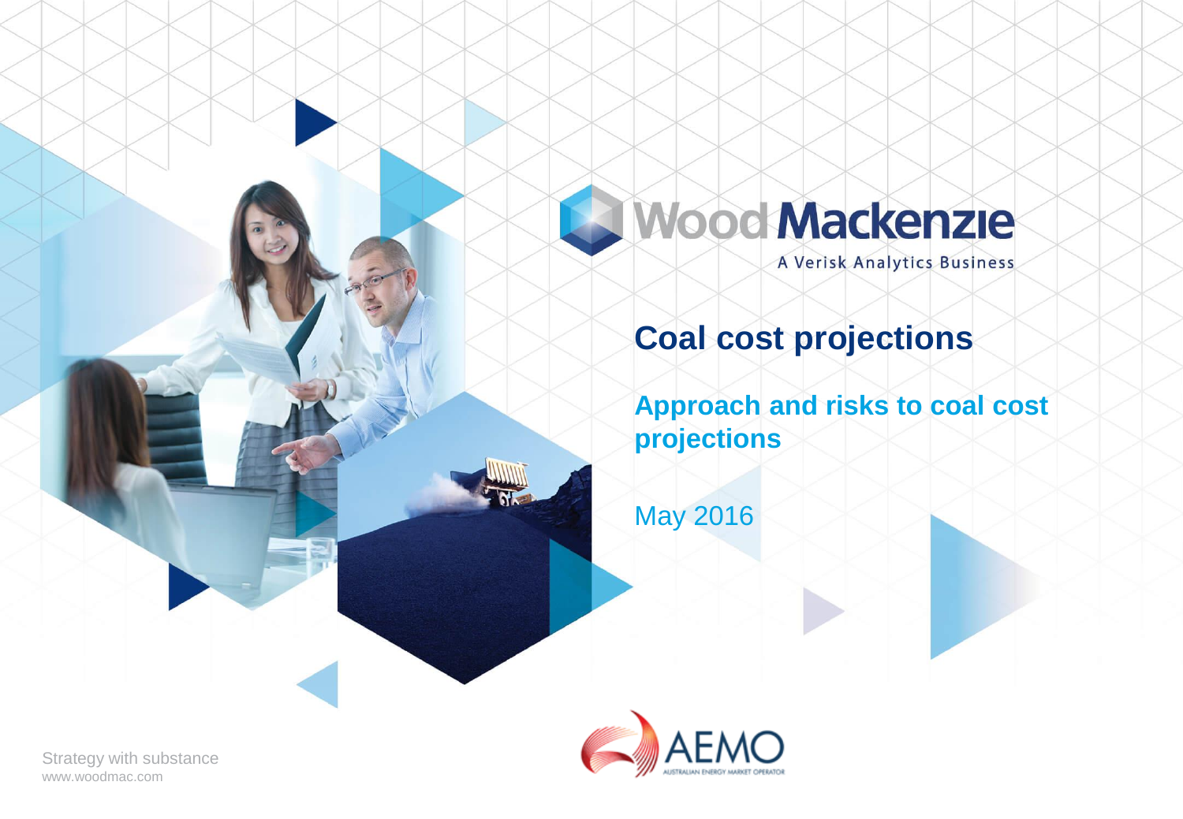Wood Mackenzie

A Verisk Analytics Business

# Coal cost projections

## Approach and risks to coal cost projections

May 2016

AEMO

AUSTRALIAN ENERGY MARKET OPERATOR

Strategy with substance
www.woodmac.com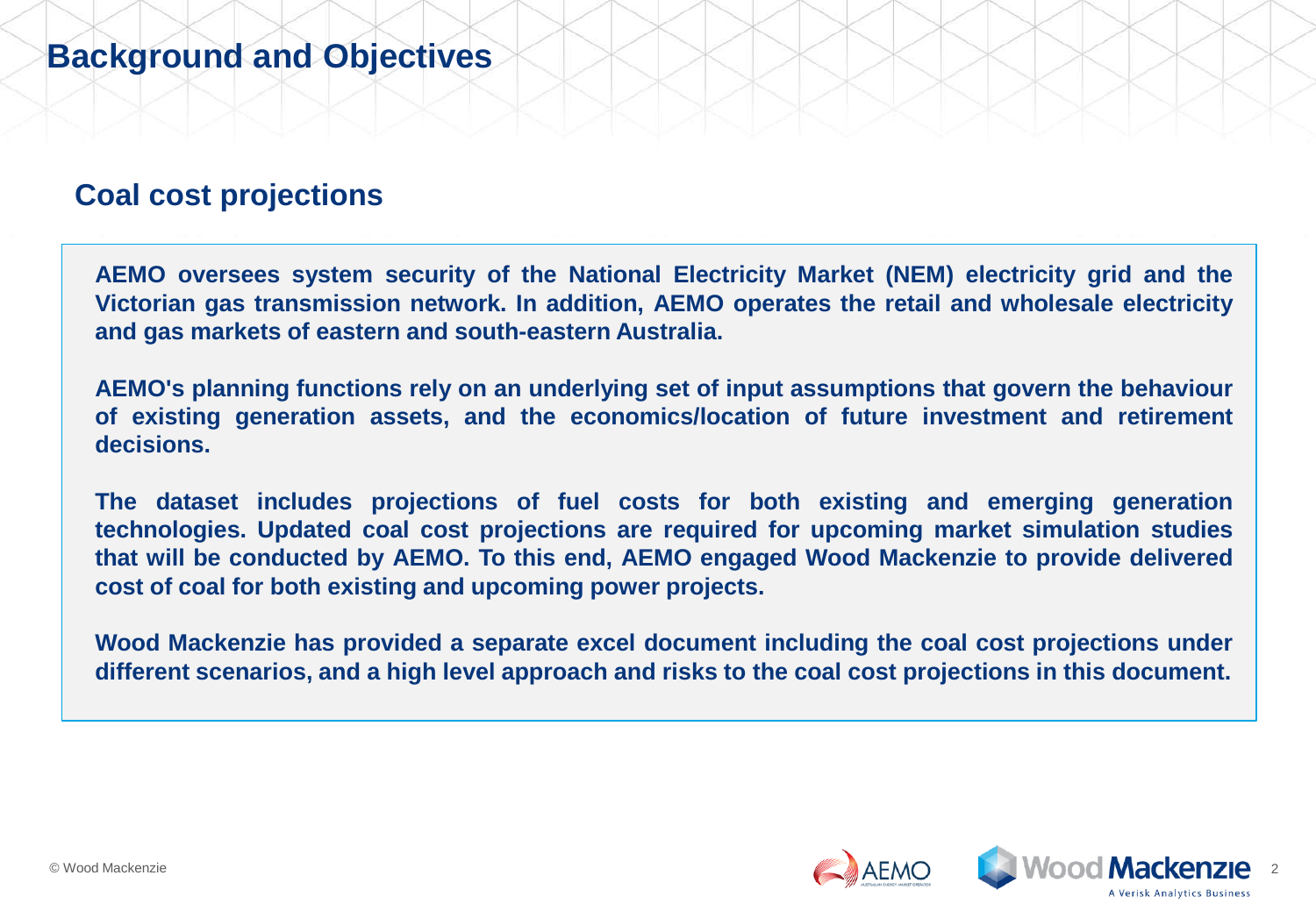# Background and Objectives

## Coal cost projections

**AEMO oversees system security of the National Electricity Market (NEM) electricity grid and the Victorian gas transmission network. In addition, AEMO operates the retail and wholesale electricity and gas markets of eastern and south-eastern Australia.**

**AEMO's planning functions rely on an underlying set of input assumptions that govern the behaviour of existing generation assets, and the economics/location of future investment and retirement decisions.**

**The dataset includes projections of fuel costs for both existing and emerging generation technologies. Updated coal cost projections are required for upcoming market simulation studies that will be conducted by AEMO. To this end, AEMO engaged Wood Mackenzie to provide delivered cost of coal for both existing and upcoming power projects.**

**Wood Mackenzie has provided a separate excel document including the coal cost projections under different scenarios, and a high level approach and risks to the coal cost projections in this document.**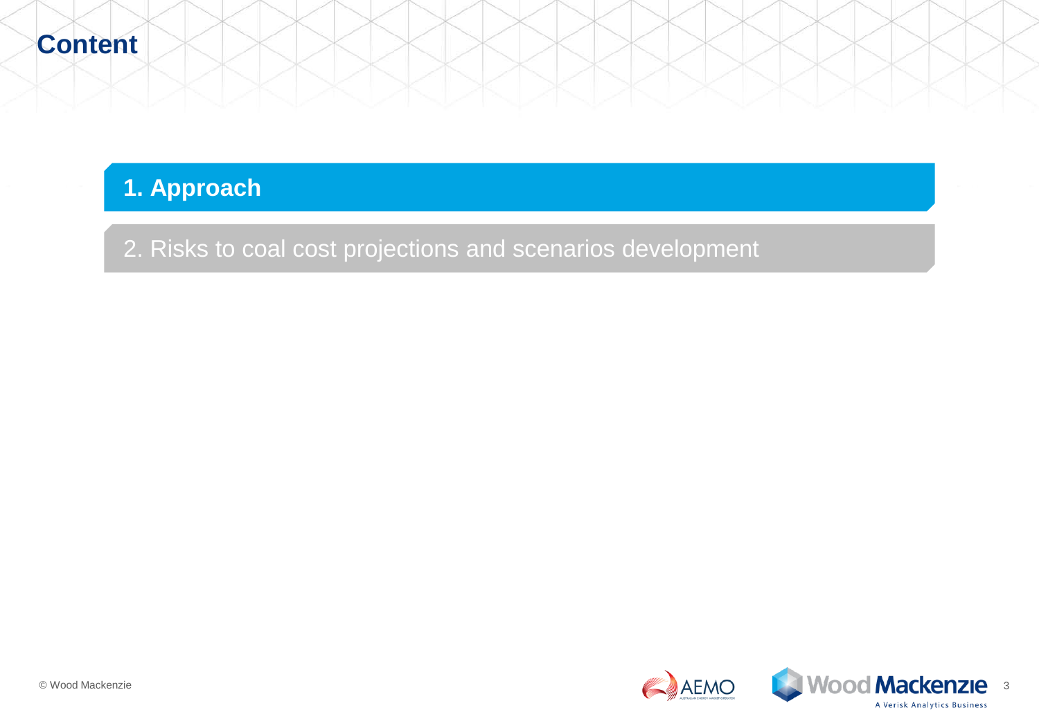# Content

1. **Approach**
2. Risks to coal cost projections and scenarios development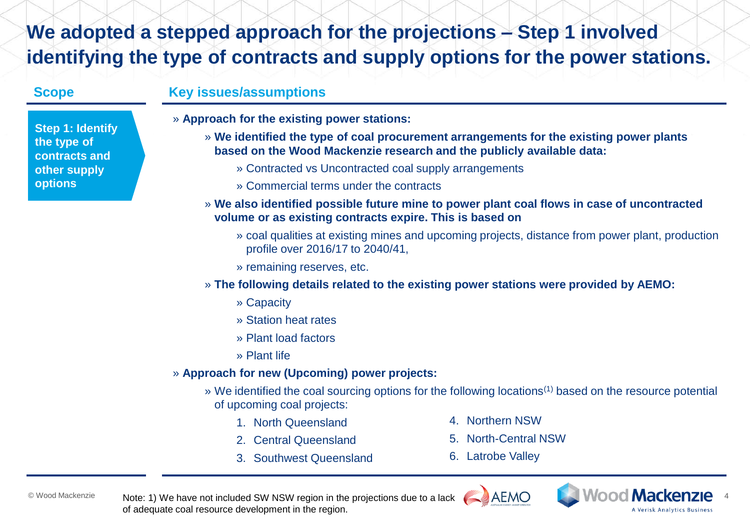# We adopted a stepped approach for the projections – Step 1 involved identifying the type of contracts and supply options for the power stations.

## Scope

**Step 1: Identify the type of contracts and other supply options**

## Key issues/assumptions

- **Approach for the existing power stations:**
  - **We identified the type of coal procurement arrangements for the existing power plants based on the Wood Mackenzie research and the publicly available data:**
    - Contracted vs Uncontracted coal supply arrangements
    - Commercial terms under the contracts
  - **We also identified possible future mine to power plant coal flows in case of uncontracted volume or as existing contracts expire. This is based on**
    - coal qualities at existing mines and upcoming projects, distance from power plant, production profile over 2016/17 to 2040/41,
    - remaining reserves, etc.
  - **The following details related to the existing power stations were provided by AEMO:**
    - Capacity
    - Station heat rates
    - Plant load factors
    - Plant life
- **Approach for new (Upcoming) power projects:**
  - We identified the coal sourcing options for the following locations[1] based on the resource potential of upcoming coal projects:
    1. North Queensland
    2. Central Queensland
    3. Southwest Queensland
    4. Northern NSW
    5. North-Central NSW
    6. Latrobe Valley

© Wood Mackenzie

Note: 1) We have not included SW NSW region in the projections due to a lack of adequate coal resource development in the region.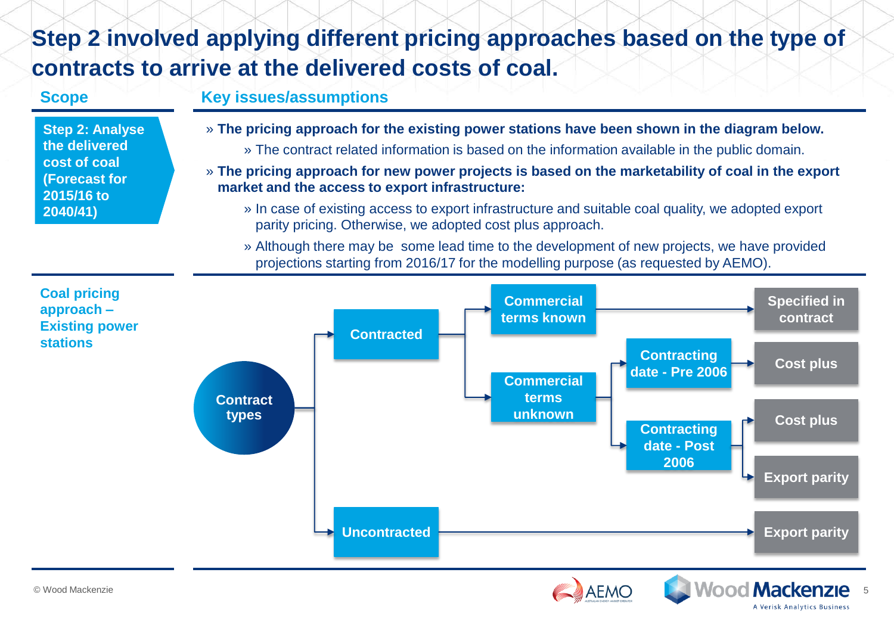# Step 2 involved applying different pricing approaches based on the type of contracts to arrive at the delivered costs of coal.

## Scope

**Step 2: Analyse the delivered cost of coal (Forecast for 2015/16 to 2040/41)**

## Key issues/assumptions

- **The pricing approach for the existing power stations have been shown in the diagram below.**
  - The contract related information is based on the information available in the public domain.
- **The pricing approach for new power projects is based on the marketability of coal in the export market and the access to export infrastructure:**
  - In case of existing access to export infrastructure and suitable coal quality, we adopted export parity pricing. Otherwise, we adopted cost plus approach.
  - Although there may be some lead time to the development of new projects, we have provided projections starting from 2016/17 for the modelling purpose (as requested by AEMO).

## Coal pricing approach – Existing power stations

- Contract types
  - Contracted
    - Commercial terms known → Specified in contract
    - Commercial terms unknown
      - Contracting date - Pre 2006 → Cost plus
      - Contracting date - Post 2006 → Cost plus; Export parity
  - Uncontracted → Export parity

© Wood Mackenzie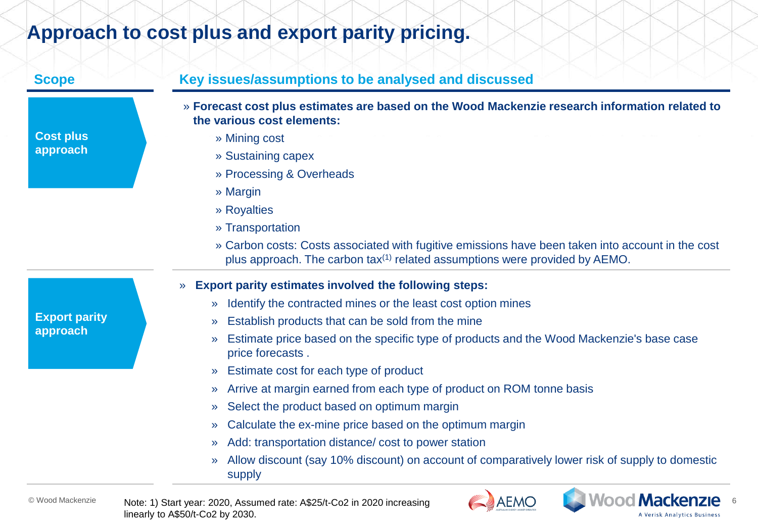# Approach to cost plus and export parity pricing.

| Scope | Key issues/assumptions to be analysed and discussed |
|---|---|
| **Cost plus approach** | » **Forecast cost plus estimates are based on the Wood Mackenzie research information related to the various cost elements:**<br>» Mining cost<br>» Sustaining capex<br>» Processing & Overheads<br>» Margin<br>» Royalties<br>» Transportation<br>» Carbon costs: Costs associated with fugitive emissions have been taken into account in the cost plus approach. The carbon tax[1] related assumptions were provided by AEMO. |
| **Export parity approach** | » **Export parity estimates involved the following steps:**<br>» Identify the contracted mines or the least cost option mines<br>» Establish products that can be sold from the mine<br>» Estimate price based on the specific type of products and the Wood Mackenzie's base case price forecasts .<br>» Estimate cost for each type of product<br>» Arrive at margin earned from each type of product on ROM tonne basis<br>» Select the product based on optimum margin<br>» Calculate the ex-mine price based on the optimum margin<br>» Add: transportation distance/ cost to power station<br>» Allow discount (say 10% discount) on account of comparatively lower risk of supply to domestic supply |

© Wood Mackenzie

Note: 1) Start year: 2020, Assumed rate: A$25/t-Co2 in 2020 increasing linearly to A$50/t-Co2 by 2030.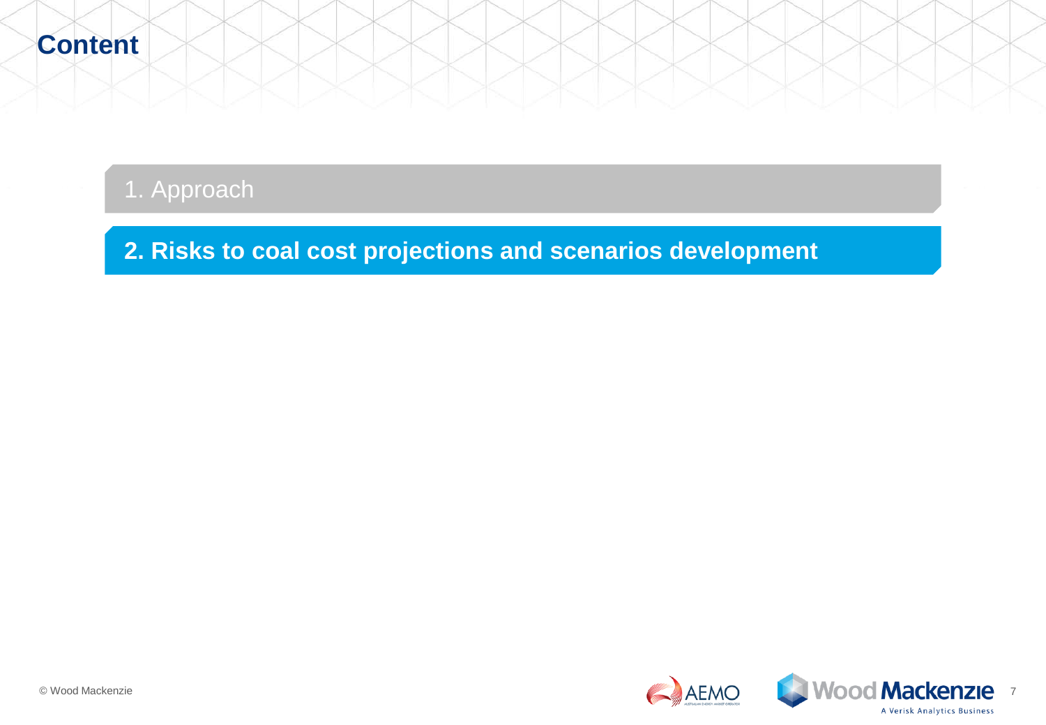# Content

1. Approach

**2. Risks to coal cost projections and scenarios development**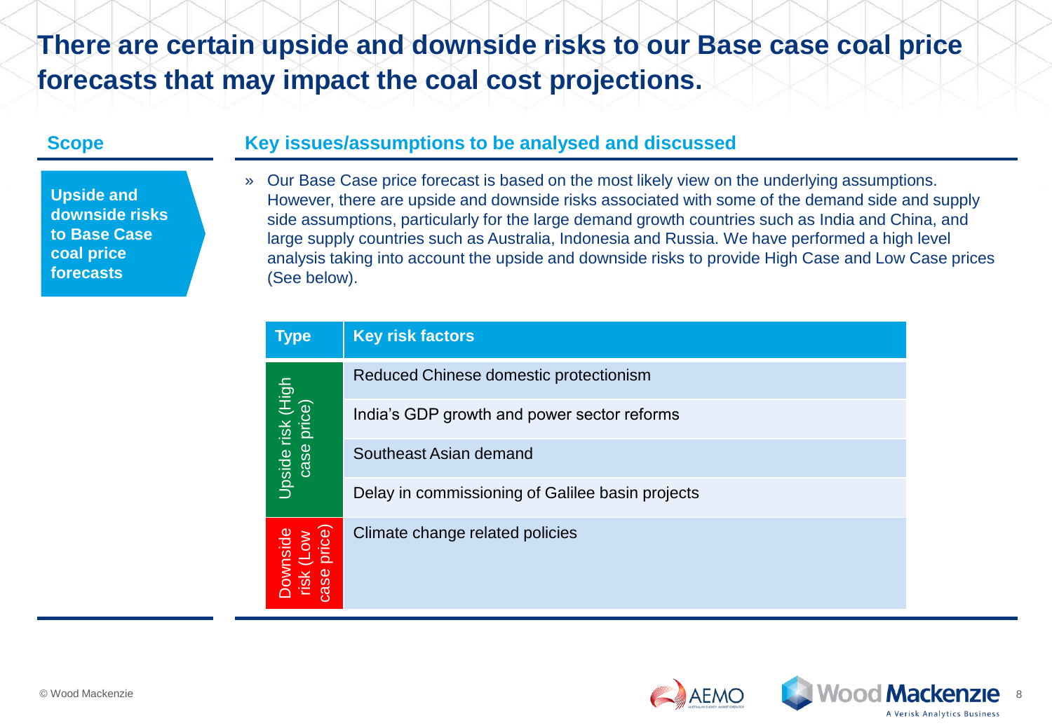# There are certain upside and downside risks to our Base case coal price forecasts that may impact the coal cost projections.

## Scope

**Upside and downside risks to Base Case coal price forecasts**

## Key issues/assumptions to be analysed and discussed

- Our Base Case price forecast is based on the most likely view on the underlying assumptions. However, there are upside and downside risks associated with some of the demand side and supply side assumptions, particularly for the large demand growth countries such as India and China, and large supply countries such as Australia, Indonesia and Russia. We have performed a high level analysis taking into account the upside and downside risks to provide High Case and Low Case prices (See below).

| Type | Key risk factors |
|---|---|
| Upside risk (High case price) | Reduced Chinese domestic protectionism |
| | India's GDP growth and power sector reforms |
| | Southeast Asian demand |
| | Delay in commissioning of Galilee basin projects |
| Downside risk (Low case price) | Climate change related policies |

© Wood Mackenzie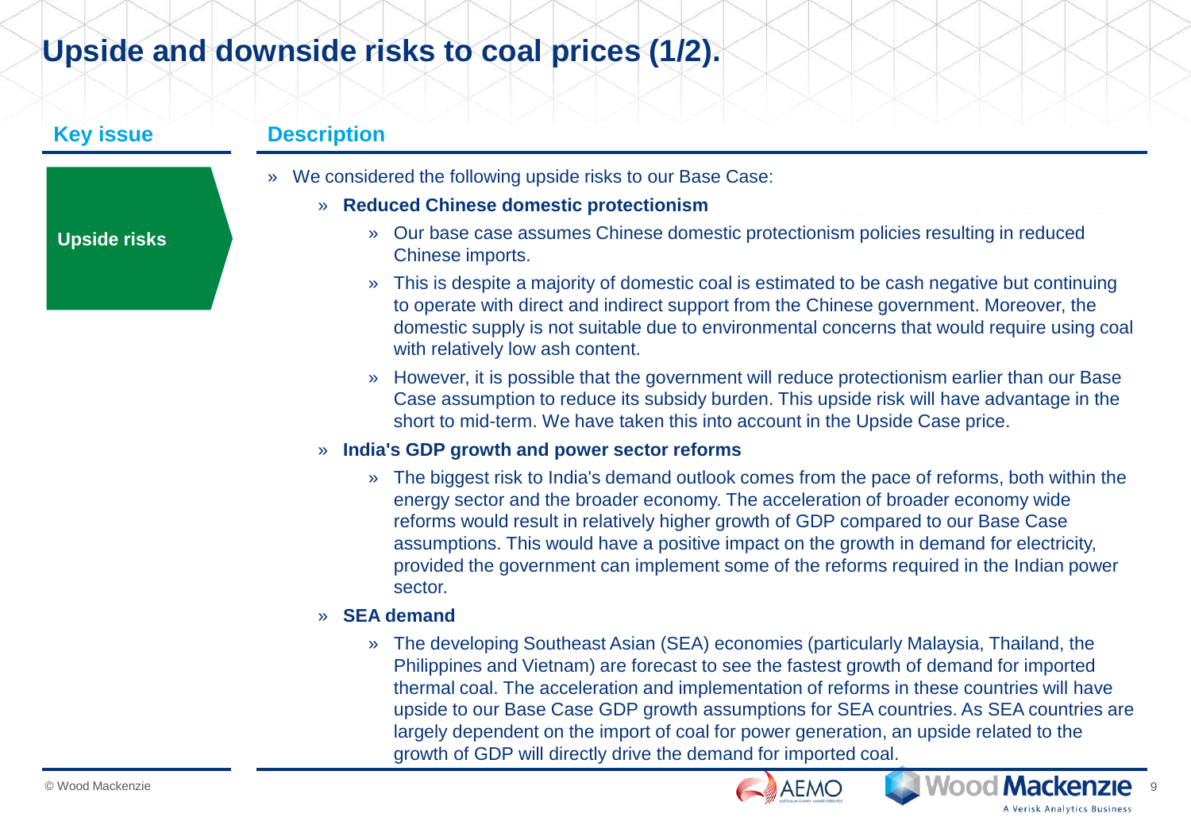# Upside and downside risks to coal prices (1/2).

| Key issue | Description |
|---|---|
| **Upside risks** | |

- We considered the following upside risks to our Base Case:
  - **Reduced Chinese domestic protectionism**
    - Our base case assumes Chinese domestic protectionism policies resulting in reduced Chinese imports.
    - This is despite a majority of domestic coal is estimated to be cash negative but continuing to operate with direct and indirect support from the Chinese government. Moreover, the domestic supply is not suitable due to environmental concerns that would require using coal with relatively low ash content.
    - However, it is possible that the government will reduce protectionism earlier than our Base Case assumption to reduce its subsidy burden. This upside risk will have advantage in the short to mid-term. We have taken this into account in the Upside Case price.
  - **India's GDP growth and power sector reforms**
    - The biggest risk to India's demand outlook comes from the pace of reforms, both within the energy sector and the broader economy. The acceleration of broader economy wide reforms would result in relatively higher growth of GDP compared to our Base Case assumptions. This would have a positive impact on the growth in demand for electricity, provided the government can implement some of the reforms required in the Indian power sector.
  - **SEA demand**
    - The developing Southeast Asian (SEA) economies (particularly Malaysia, Thailand, the Philippines and Vietnam) are forecast to see the fastest growth of demand for imported thermal coal. The acceleration and implementation of reforms in these countries will have upside to our Base Case GDP growth assumptions for SEA countries. As SEA countries are largely dependent on the import of coal for power generation, an upside related to the growth of GDP will directly drive the demand for imported coal.

© Wood Mackenzie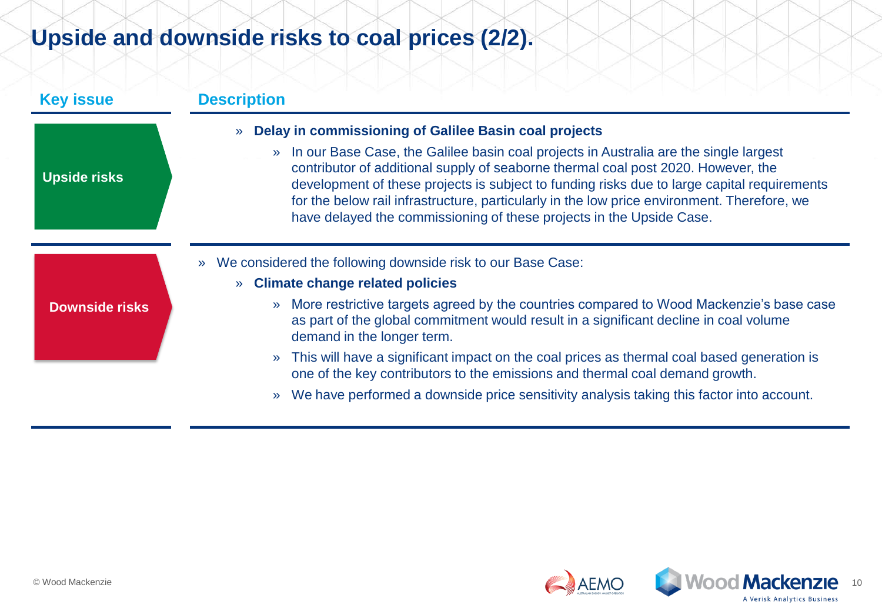# Upside and downside risks to coal prices (2/2).

| Key issue | Description |
| --- | --- |
| **Upside risks** | » **Delay in commissioning of Galilee Basin coal projects**<br>» In our Base Case, the Galilee basin coal projects in Australia are the single largest contributor of additional supply of seaborne thermal coal post 2020. However, the development of these projects is subject to funding risks due to large capital requirements for the below rail infrastructure, particularly in the low price environment. Therefore, we have delayed the commissioning of these projects in the Upside Case. |
| **Downside risks** | » We considered the following downside risk to our Base Case:<br>» **Climate change related policies**<br>» More restrictive targets agreed by the countries compared to Wood Mackenzie's base case as part of the global commitment would result in a significant decline in coal volume demand in the longer term.<br>» This will have a significant impact on the coal prices as thermal coal based generation is one of the key contributors to the emissions and thermal coal demand growth.<br>» We have performed a downside price sensitivity analysis taking this factor into account. |

© Wood Mackenzie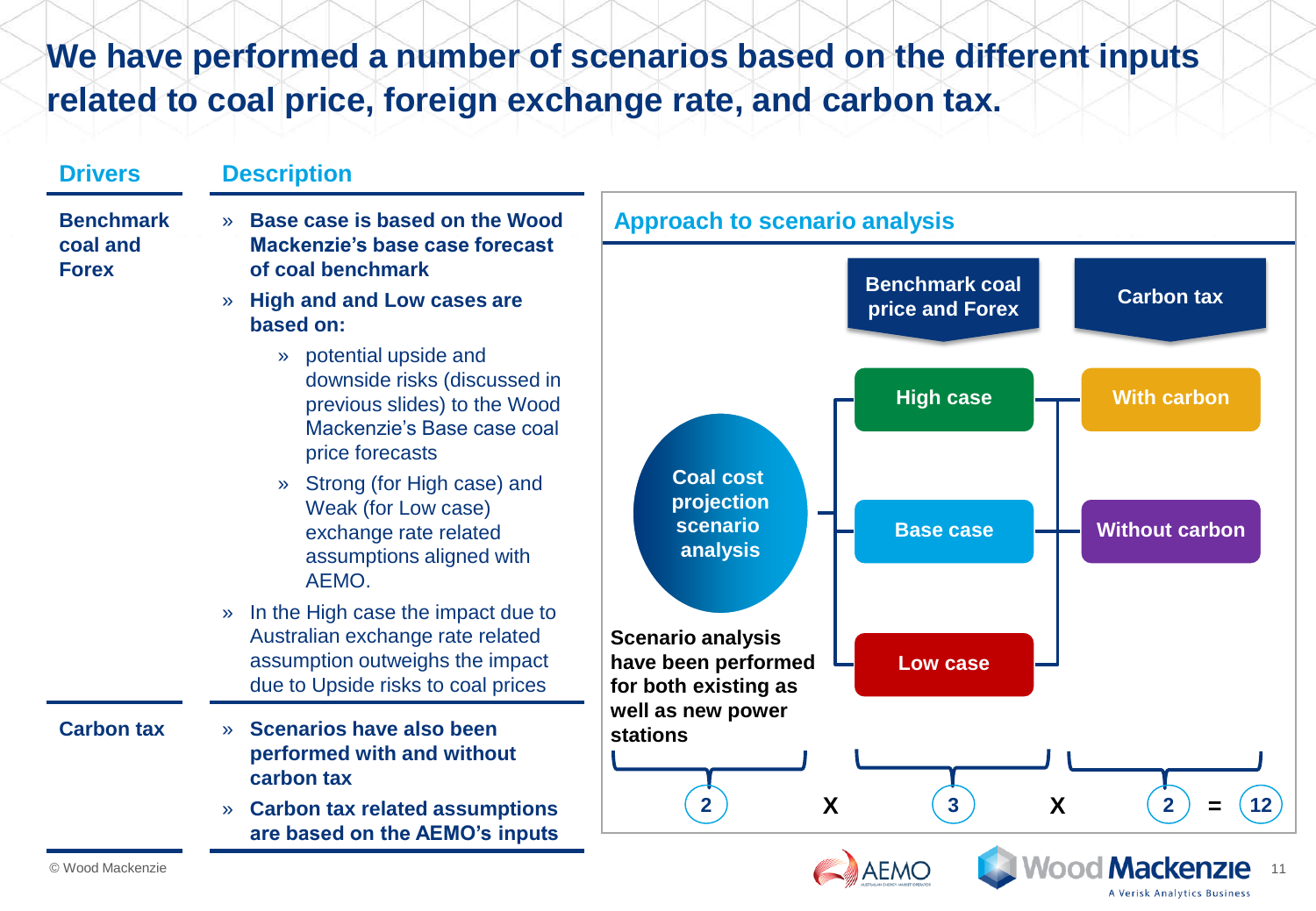# We have performed a number of scenarios based on the different inputs related to coal price, foreign exchange rate, and carbon tax.

| Drivers | Description |
|---|---|
| **Benchmark coal and Forex** | » **Base case is based on the Wood Mackenzie's base case forecast of coal benchmark**<br>» **High and and Low cases are based on:**<br>  » potential upside and downside risks (discussed in previous slides) to the Wood Mackenzie's Base case coal price forecasts<br>  » Strong (for High case) and Weak (for Low case) exchange rate related assumptions aligned with AEMO.<br>» In the High case the impact due to Australian exchange rate related assumption outweighs the impact due to Upside risks to coal prices |
| **Carbon tax** | » **Scenarios have also been performed with and without carbon tax**<br>» **Carbon tax related assumptions are based on the AEMO's inputs** |

## Approach to scenario analysis

**Coal cost projection scenario analysis**

**Benchmark coal price and Forex**
- High case
- Base case
- Low case

**Carbon tax**
- With carbon
- Without carbon

**Scenario analysis have been performed for both existing as well as new power stations**

2 X 3 X 2 = 12

© Wood Mackenzie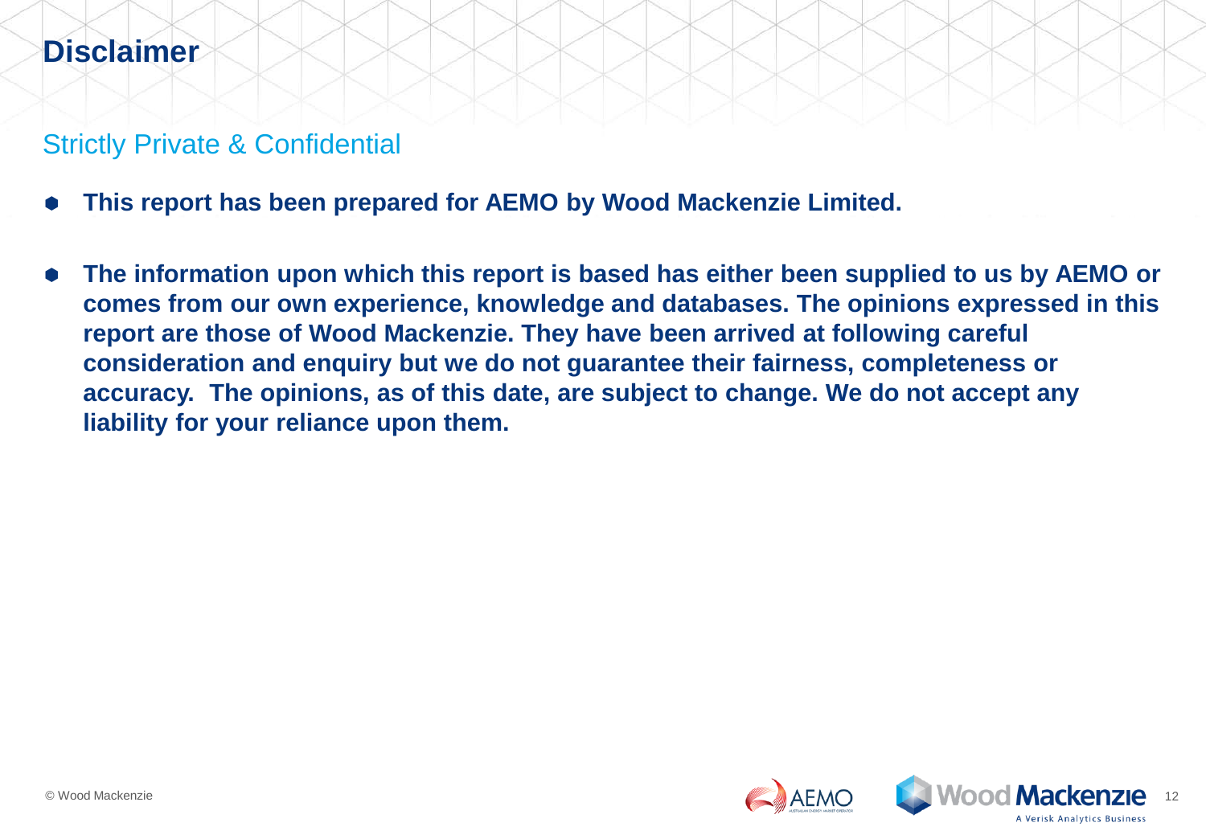# Disclaimer

## Strictly Private & Confidential

- **This report has been prepared for AEMO by Wood Mackenzie Limited.**
- **The information upon which this report is based has either been supplied to us by AEMO or comes from our own experience, knowledge and databases. The opinions expressed in this report are those of Wood Mackenzie. They have been arrived at following careful consideration and enquiry but we do not guarantee their fairness, completeness or accuracy. The opinions, as of this date, are subject to change. We do not accept any liability for your reliance upon them.**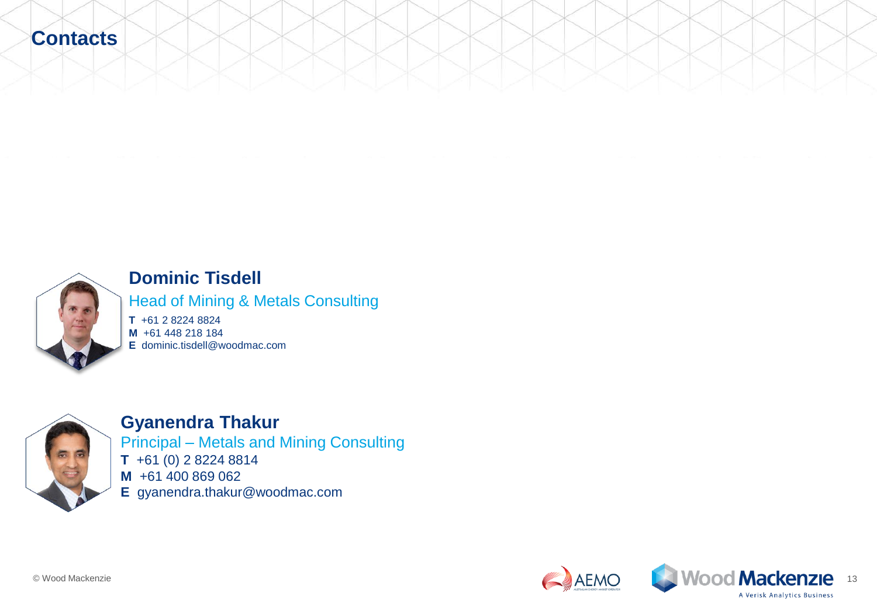# Contacts

## Dominic Tisdell

Head of Mining & Metals Consulting

**T** +61 2 8224 8824
**M** +61 448 218 184
**E** dominic.tisdell@woodmac.com

## Gyanendra Thakur

Principal – Metals and Mining Consulting

**T** +61 (0) 2 8224 8814
**M** +61 400 869 062
**E** gyanendra.thakur@woodmac.com

© Wood Mackenzie